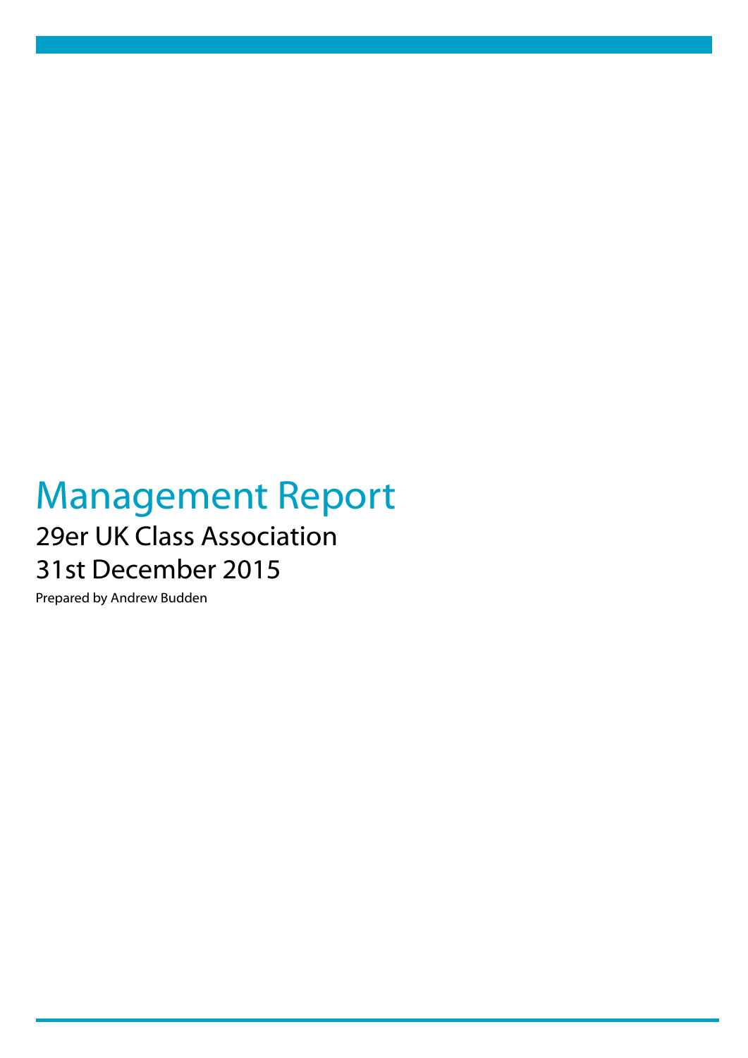# Management Report

## 29er UK Class Association

## 31st December 2015

Prepared by Andrew Budden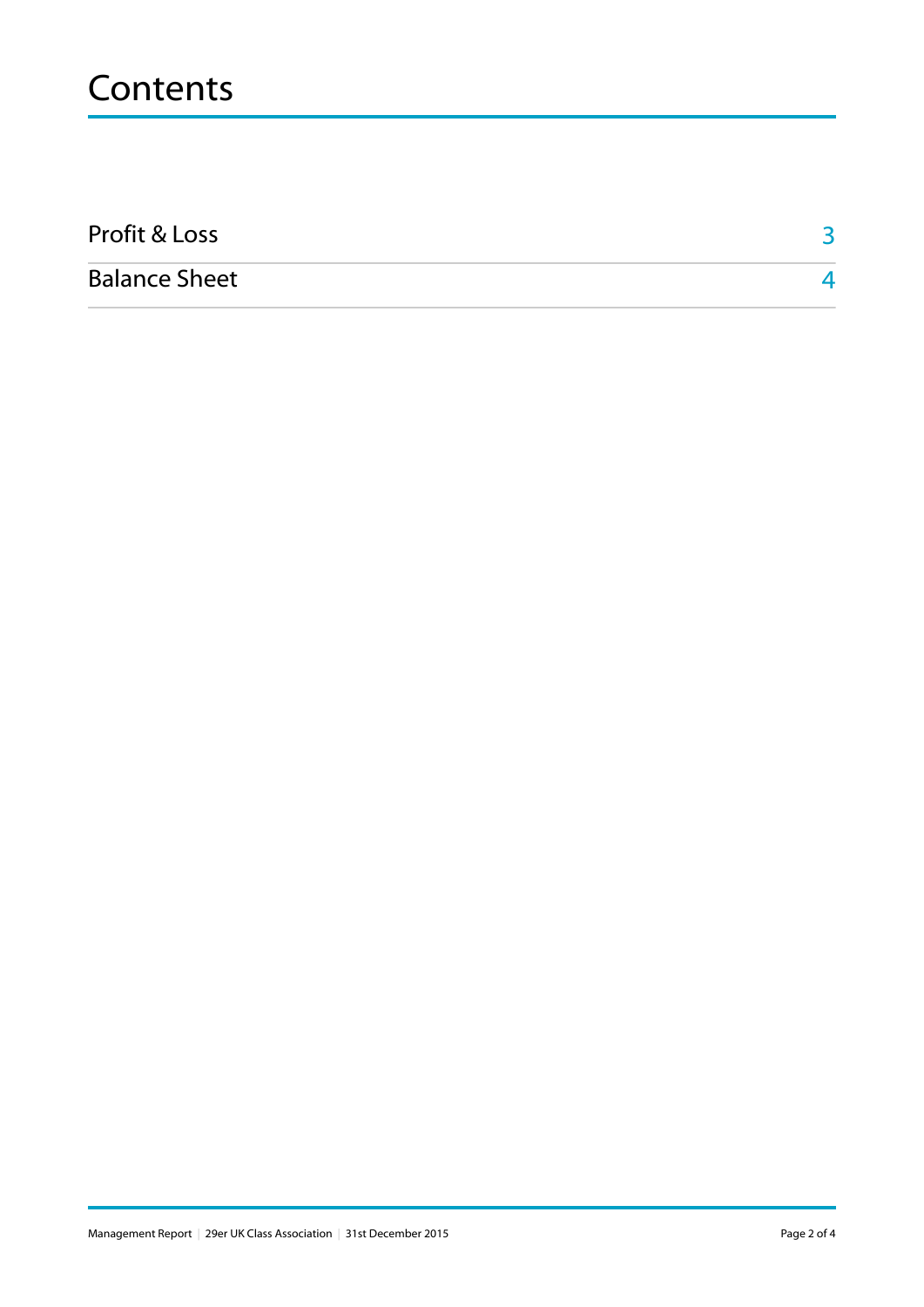# Contents

| | |
|---|---|
| Profit & Loss | 3 |
| Balance Sheet | 4 |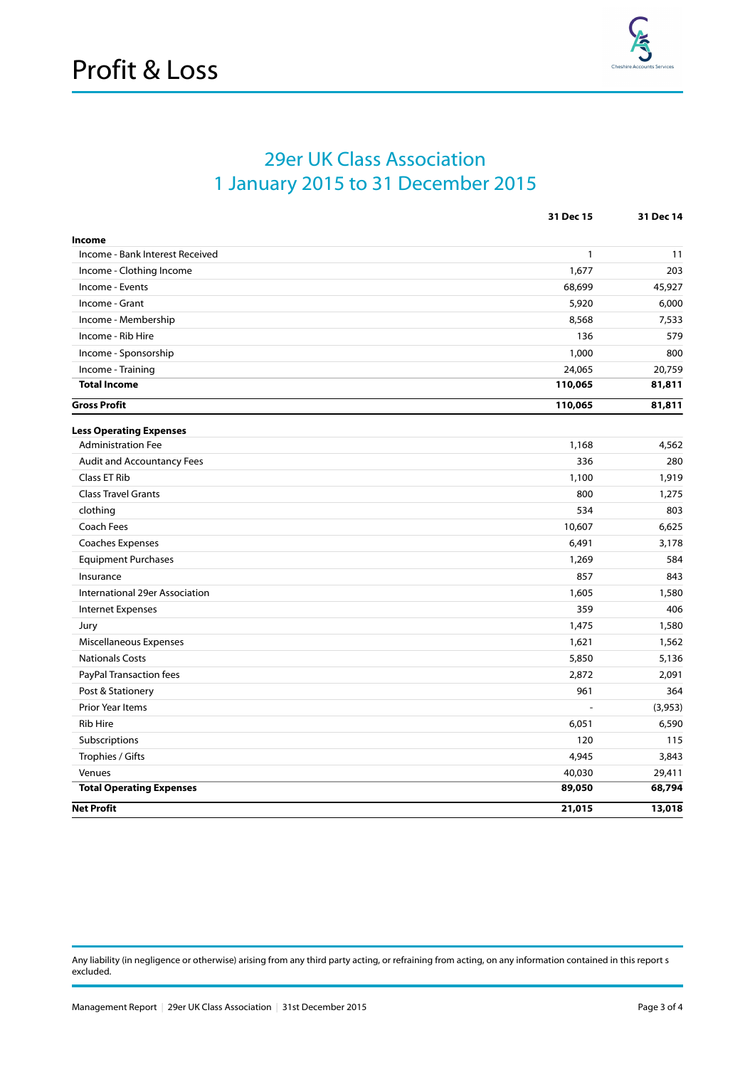# Profit & Loss

## 29er UK Class Association
## 1 January 2015 to 31 December 2015

| | 31 Dec 15 | 31 Dec 14 |
|---|---|---|
| **Income** | | |
| Income - Bank Interest Received | 1 | 11 |
| Income - Clothing Income | 1,677 | 203 |
| Income - Events | 68,699 | 45,927 |
| Income - Grant | 5,920 | 6,000 |
| Income - Membership | 8,568 | 7,533 |
| Income - Rib Hire | 136 | 579 |
| Income - Sponsorship | 1,000 | 800 |
| Income - Training | 24,065 | 20,759 |
| **Total Income** | **110,065** | **81,811** |
| **Gross Profit** | **110,065** | **81,811** |
| **Less Operating Expenses** | | |
| Administration Fee | 1,168 | 4,562 |
| Audit and Accountancy Fees | 336 | 280 |
| Class ET Rib | 1,100 | 1,919 |
| Class Travel Grants | 800 | 1,275 |
| clothing | 534 | 803 |
| Coach Fees | 10,607 | 6,625 |
| Coaches Expenses | 6,491 | 3,178 |
| Equipment Purchases | 1,269 | 584 |
| Insurance | 857 | 843 |
| International 29er Association | 1,605 | 1,580 |
| Internet Expenses | 359 | 406 |
| Jury | 1,475 | 1,580 |
| Miscellaneous Expenses | 1,621 | 1,562 |
| Nationals Costs | 5,850 | 5,136 |
| PayPal Transaction fees | 2,872 | 2,091 |
| Post & Stationery | 961 | 364 |
| Prior Year Items | - | (3,953) |
| Rib Hire | 6,051 | 6,590 |
| Subscriptions | 120 | 115 |
| Trophies / Gifts | 4,945 | 3,843 |
| Venues | 40,030 | 29,411 |
| **Total Operating Expenses** | **89,050** | **68,794** |
| **Net Profit** | **21,015** | **13,018** |

Any liability (in negligence or otherwise) arising from any third party acting, or refraining from acting, on any information contained in this report s excluded.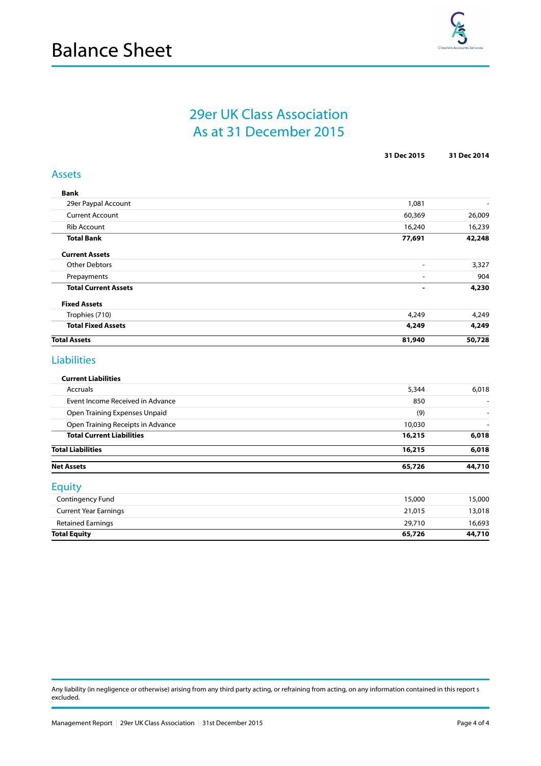# Balance Sheet

## 29er UK Class Association
## As at 31 December 2015

| | 31 Dec 2015 | 31 Dec 2014 |
|---|---|---|
| **Assets** | | |
| **Bank** | | |
| 29er Paypal Account | 1,081 | - |
| Current Account | 60,369 | 26,009 |
| Rib Account | 16,240 | 16,239 |
| **Total Bank** | **77,691** | **42,248** |
| **Current Assets** | | |
| Other Debtors | - | 3,327 |
| Prepayments | - | 904 |
| **Total Current Assets** | **-** | **4,230** |
| **Fixed Assets** | | |
| Trophies (710) | 4,249 | 4,249 |
| **Total Fixed Assets** | **4,249** | **4,249** |
| **Total Assets** | **81,940** | **50,728** |
| **Liabilities** | | |
| **Current Liabilities** | | |
| Accruals | 5,344 | 6,018 |
| Event Income Received in Advance | 850 | - |
| Open Training Expenses Unpaid | (9) | - |
| Open Training Receipts in Advance | 10,030 | - |
| **Total Current Liabilities** | **16,215** | **6,018** |
| **Total Liabilities** | **16,215** | **6,018** |
| **Net Assets** | **65,726** | **44,710** |
| **Equity** | | |
| Contingency Fund | 15,000 | 15,000 |
| Current Year Earnings | 21,015 | 13,018 |
| Retained Earnings | 29,710 | 16,693 |
| **Total Equity** | **65,726** | **44,710** |

Any liability (in negligence or otherwise) arising from any third party acting, or refraining from acting, on any information contained in this report s excluded.